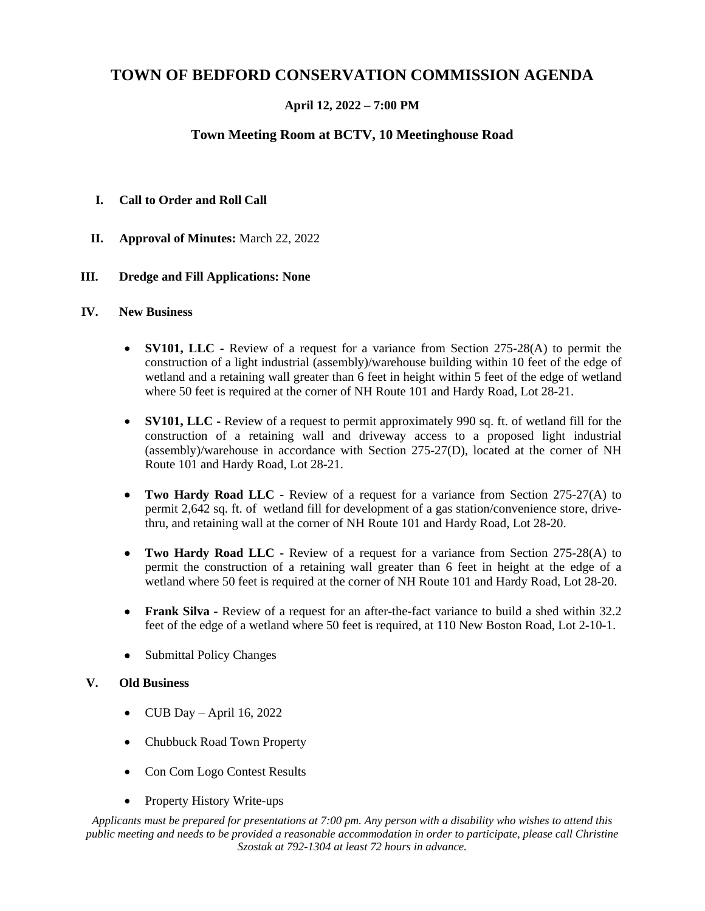# TOWN OF BEDFORD CONSERVATION COMMISSION AGENDA

### April 12, 2022 – 7:00 PM

### Town Meeting Room at BCTV, 10 Meetinghouse Road

**I. Call to Order and Roll Call**

**II. Approval of Minutes:** March 22, 2022

**III. Dredge and Fill Applications: None**

**IV. New Business**

- **SV101, LLC** - Review of a request for a variance from Section 275-28(A) to permit the construction of a light industrial (assembly)/warehouse building within 10 feet of the edge of wetland and a retaining wall greater than 6 feet in height within 5 feet of the edge of wetland where 50 feet is required at the corner of NH Route 101 and Hardy Road, Lot 28-21.

- **SV101, LLC** - Review of a request to permit approximately 990 sq. ft. of wetland fill for the construction of a retaining wall and driveway access to a proposed light industrial (assembly)/warehouse in accordance with Section 275-27(D), located at the corner of NH Route 101 and Hardy Road, Lot 28-21.

- **Two Hardy Road LLC** - Review of a request for a variance from Section 275-27(A) to permit 2,642 sq. ft. of wetland fill for development of a gas station/convenience store, drive-thru, and retaining wall at the corner of NH Route 101 and Hardy Road, Lot 28-20.

- **Two Hardy Road LLC** - Review of a request for a variance from Section 275-28(A) to permit the construction of a retaining wall greater than 6 feet in height at the edge of a wetland where 50 feet is required at the corner of NH Route 101 and Hardy Road, Lot 28-20.

- **Frank Silva** - Review of a request for an after-the-fact variance to build a shed within 32.2 feet of the edge of a wetland where 50 feet is required, at 110 New Boston Road, Lot 2-10-1.

- Submittal Policy Changes

**V. Old Business**

- CUB Day – April 16, 2022

- Chubbuck Road Town Property

- Con Com Logo Contest Results

- Property History Write-ups

*Applicants must be prepared for presentations at 7:00 pm. Any person with a disability who wishes to attend this public meeting and needs to be provided a reasonable accommodation in order to participate, please call Christine Szostak at 792-1304 at least 72 hours in advance.*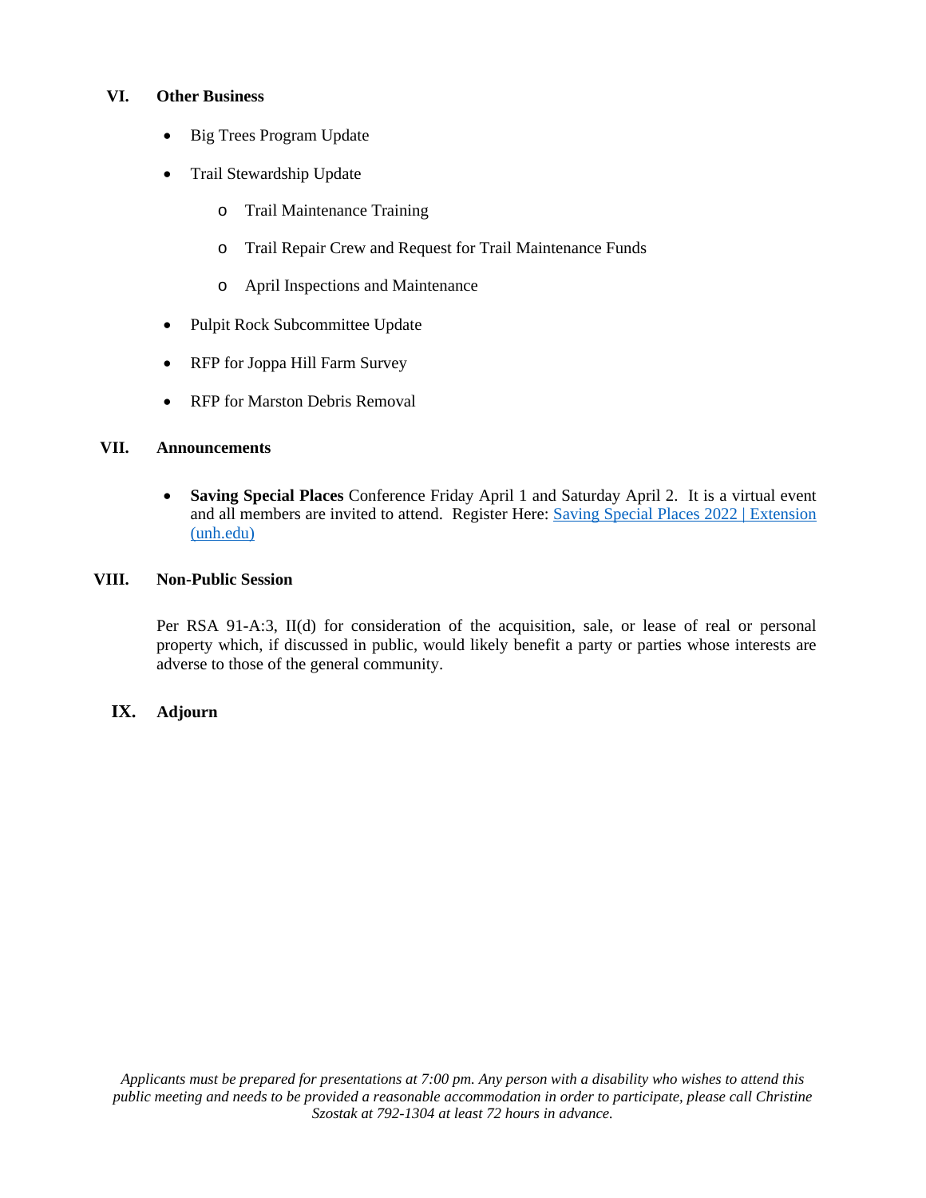## VI. Other Business

- Big Trees Program Update
- Trail Stewardship Update
  - Trail Maintenance Training
  - Trail Repair Crew and Request for Trail Maintenance Funds
  - April Inspections and Maintenance
- Pulpit Rock Subcommittee Update
- RFP for Joppa Hill Farm Survey
- RFP for Marston Debris Removal

## VII. Announcements

- **Saving Special Places** Conference Friday April 1 and Saturday April 2. It is a virtual event and all members are invited to attend. Register Here: [Saving Special Places 2022 | Extension (unh.edu)]

## VIII. Non-Public Session

Per RSA 91-A:3, II(d) for consideration of the acquisition, sale, or lease of real or personal property which, if discussed in public, would likely benefit a party or parties whose interests are adverse to those of the general community.

## IX. Adjourn

*Applicants must be prepared for presentations at 7:00 pm. Any person with a disability who wishes to attend this public meeting and needs to be provided a reasonable accommodation in order to participate, please call Christine Szostak at 792-1304 at least 72 hours in advance.*